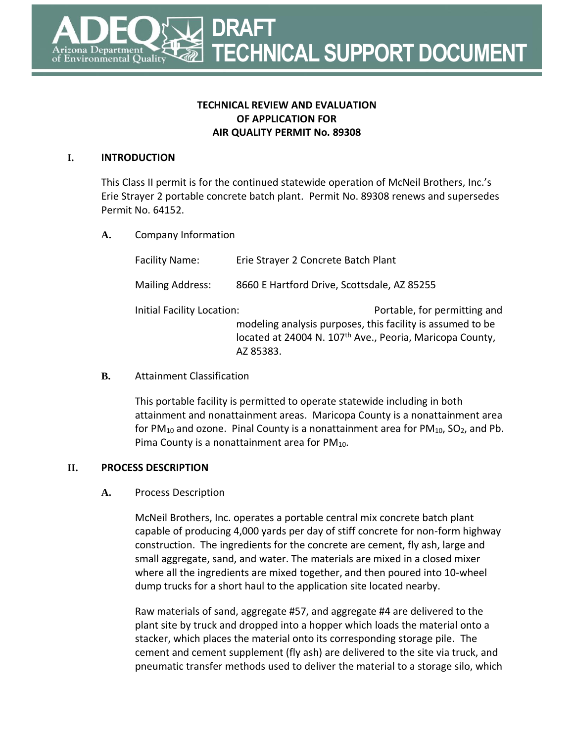# DRAFT TECHNICAL SUPPORT DOCUMENT

**TECHNICAL REVIEW AND EVALUATION OF APPLICATION FOR AIR QUALITY PERMIT No. 89308**

## I. INTRODUCTION

This Class II permit is for the continued statewide operation of McNeil Brothers, Inc.'s Erie Strayer 2 portable concrete batch plant. Permit No. 89308 renews and supersedes Permit No. 64152.

### A. Company Information

Facility Name: Erie Strayer 2 Concrete Batch Plant

Mailing Address: 8660 E Hartford Drive, Scottsdale, AZ 85255

Initial Facility Location: Portable, for permitting and modeling analysis purposes, this facility is assumed to be located at 24004 N. 107th Ave., Peoria, Maricopa County, AZ 85383.

### B. Attainment Classification

This portable facility is permitted to operate statewide including in both attainment and nonattainment areas. Maricopa County is a nonattainment area for $PM_{10}$ and ozone. Pinal County is a nonattainment area for $PM_{10}$, $SO_2$, and Pb. Pima County is a nonattainment area for $PM_{10}$.

## II. PROCESS DESCRIPTION

### A. Process Description

McNeil Brothers, Inc. operates a portable central mix concrete batch plant capable of producing 4,000 yards per day of stiff concrete for non-form highway construction. The ingredients for the concrete are cement, fly ash, large and small aggregate, sand, and water. The materials are mixed in a closed mixer where all the ingredients are mixed together, and then poured into 10-wheel dump trucks for a short haul to the application site located nearby.

Raw materials of sand, aggregate #57, and aggregate #4 are delivered to the plant site by truck and dropped into a hopper which loads the material onto a stacker, which places the material onto its corresponding storage pile. The cement and cement supplement (fly ash) are delivered to the site via truck, and pneumatic transfer methods used to deliver the material to a storage silo, which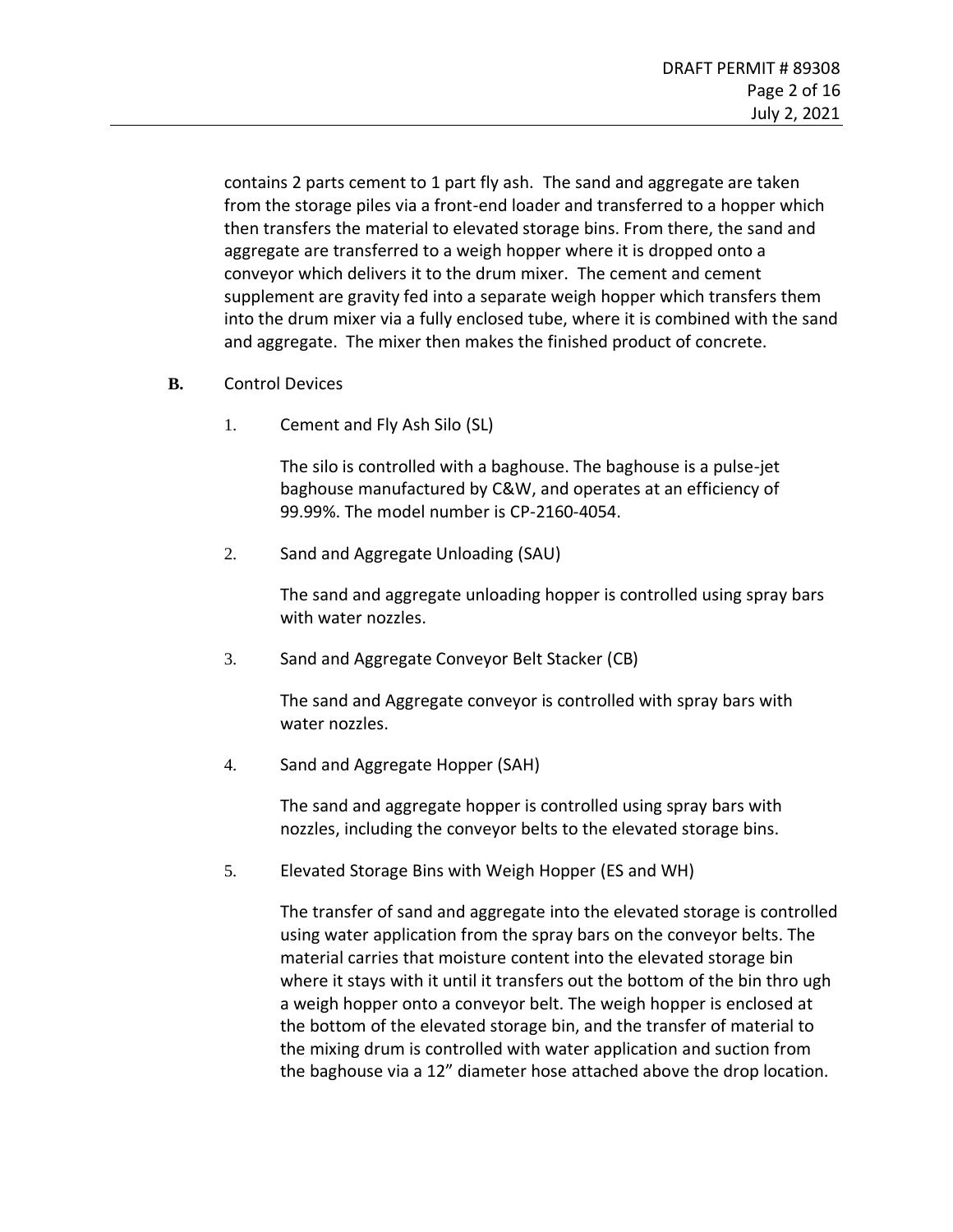contains 2 parts cement to 1 part fly ash. The sand and aggregate are taken from the storage piles via a front-end loader and transferred to a hopper which then transfers the material to elevated storage bins. From there, the sand and aggregate are transferred to a weigh hopper where it is dropped onto a conveyor which delivers it to the drum mixer. The cement and cement supplement are gravity fed into a separate weigh hopper which transfers them into the drum mixer via a fully enclosed tube, where it is combined with the sand and aggregate. The mixer then makes the finished product of concrete.

**B.** Control Devices

1. Cement and Fly Ash Silo (SL)

   The silo is controlled with a baghouse. The baghouse is a pulse-jet baghouse manufactured by C&W, and operates at an efficiency of 99.99%. The model number is CP-2160-4054.

2. Sand and Aggregate Unloading (SAU)

   The sand and aggregate unloading hopper is controlled using spray bars with water nozzles.

3. Sand and Aggregate Conveyor Belt Stacker (CB)

   The sand and Aggregate conveyor is controlled with spray bars with water nozzles.

4. Sand and Aggregate Hopper (SAH)

   The sand and aggregate hopper is controlled using spray bars with nozzles, including the conveyor belts to the elevated storage bins.

5. Elevated Storage Bins with Weigh Hopper (ES and WH)

   The transfer of sand and aggregate into the elevated storage is controlled using water application from the spray bars on the conveyor belts. The material carries that moisture content into the elevated storage bin where it stays with it until it transfers out the bottom of the bin thro ugh a weigh hopper onto a conveyor belt. The weigh hopper is enclosed at the bottom of the elevated storage bin, and the transfer of material to the mixing drum is controlled with water application and suction from the baghouse via a 12" diameter hose attached above the drop location.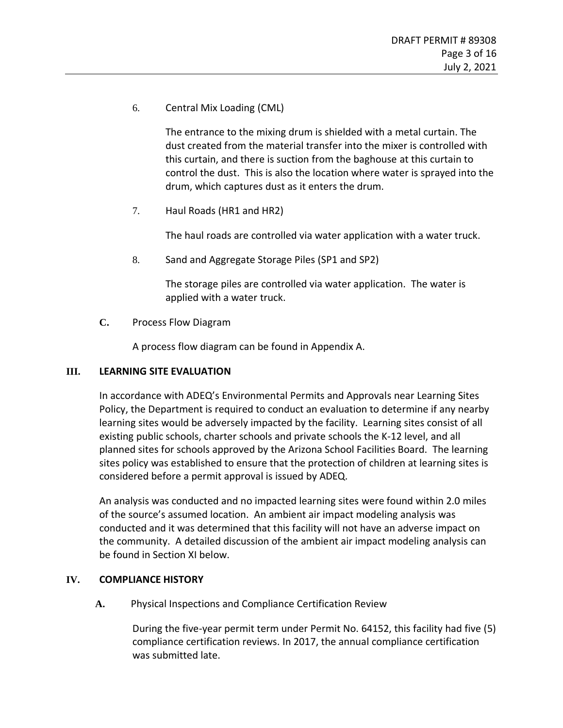6. Central Mix Loading (CML)

   The entrance to the mixing drum is shielded with a metal curtain. The dust created from the material transfer into the mixer is controlled with this curtain, and there is suction from the baghouse at this curtain to control the dust. This is also the location where water is sprayed into the drum, which captures dust as it enters the drum.

7. Haul Roads (HR1 and HR2)

   The haul roads are controlled via water application with a water truck.

8. Sand and Aggregate Storage Piles (SP1 and SP2)

   The storage piles are controlled via water application. The water is applied with a water truck.

**C.** Process Flow Diagram

A process flow diagram can be found in Appendix A.

## III. LEARNING SITE EVALUATION

In accordance with ADEQ's Environmental Permits and Approvals near Learning Sites Policy, the Department is required to conduct an evaluation to determine if any nearby learning sites would be adversely impacted by the facility. Learning sites consist of all existing public schools, charter schools and private schools the K-12 level, and all planned sites for schools approved by the Arizona School Facilities Board. The learning sites policy was established to ensure that the protection of children at learning sites is considered before a permit approval is issued by ADEQ.

An analysis was conducted and no impacted learning sites were found within 2.0 miles of the source's assumed location. An ambient air impact modeling analysis was conducted and it was determined that this facility will not have an adverse impact on the community. A detailed discussion of the ambient air impact modeling analysis can be found in Section XI below.

## IV. COMPLIANCE HISTORY

**A.** Physical Inspections and Compliance Certification Review

During the five-year permit term under Permit No. 64152, this facility had five (5) compliance certification reviews. In 2017, the annual compliance certification was submitted late.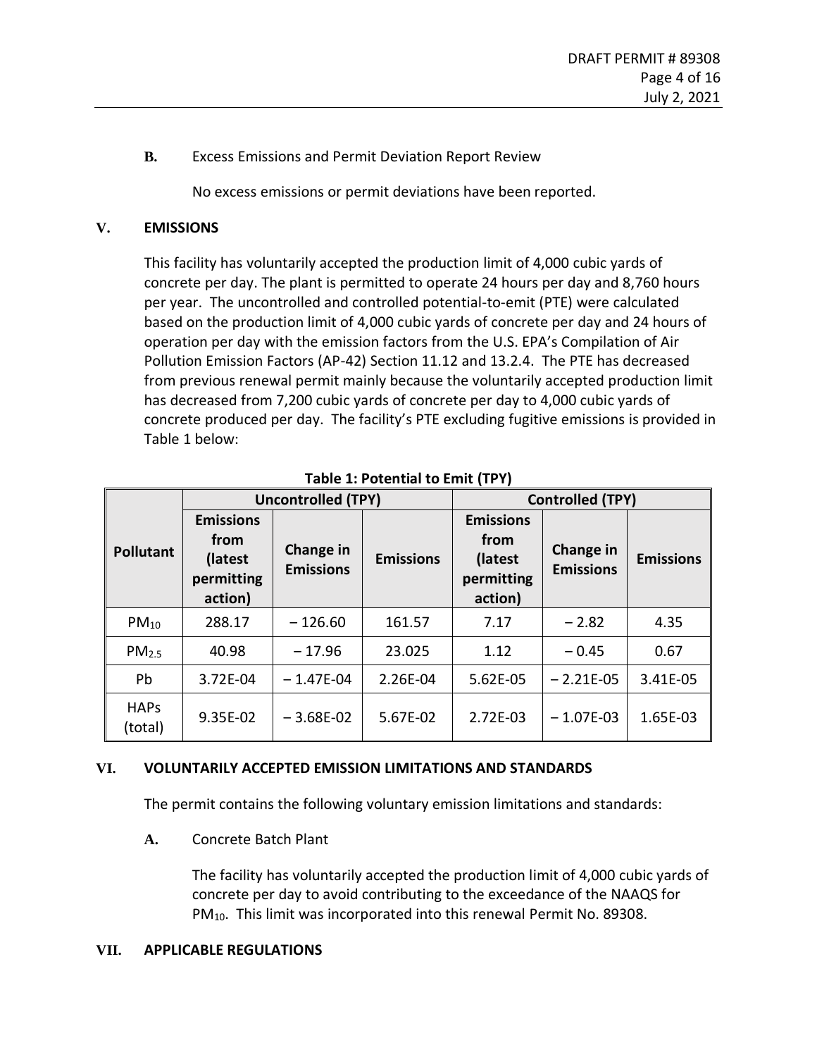**B.** Excess Emissions and Permit Deviation Report Review

No excess emissions or permit deviations have been reported.

## V. EMISSIONS

This facility has voluntarily accepted the production limit of 4,000 cubic yards of concrete per day. The plant is permitted to operate 24 hours per day and 8,760 hours per year. The uncontrolled and controlled potential-to-emit (PTE) were calculated based on the production limit of 4,000 cubic yards of concrete per day and 24 hours of operation per day with the emission factors from the U.S. EPA's Compilation of Air Pollution Emission Factors (AP-42) Section 11.12 and 13.2.4. The PTE has decreased from previous renewal permit mainly because the voluntarily accepted production limit has decreased from 7,200 cubic yards of concrete per day to 4,000 cubic yards of concrete produced per day. The facility's PTE excluding fugitive emissions is provided in Table 1 below:

**Table 1: Potential to Emit (TPY)**

| Pollutant | Uncontrolled (TPY) | | | Controlled (TPY) | | |
|---|---|---|---|---|---|---|
| | Emissions from (latest permitting action) | Change in Emissions | Emissions | Emissions from (latest permitting action) | Change in Emissions | Emissions |
| $PM_{10}$ | 288.17 | – 126.60 | 161.57 | 7.17 | – 2.82 | 4.35 |
| $PM_{2.5}$ | 40.98 | – 17.96 | 23.025 | 1.12 | – 0.45 | 0.67 |
| Pb | 3.72E-04 | – 1.47E-04 | 2.26E-04 | 5.62E-05 | – 2.21E-05 | 3.41E-05 |
| HAPs (total) | 9.35E-02 | – 3.68E-02 | 5.67E-02 | 2.72E-03 | – 1.07E-03 | 1.65E-03 |

## VI. VOLUNTARILY ACCEPTED EMISSION LIMITATIONS AND STANDARDS

The permit contains the following voluntary emission limitations and standards:

**A.** Concrete Batch Plant

The facility has voluntarily accepted the production limit of 4,000 cubic yards of concrete per day to avoid contributing to the exceedance of the NAAQS for $PM_{10}$. This limit was incorporated into this renewal Permit No. 89308.

## VII. APPLICABLE REGULATIONS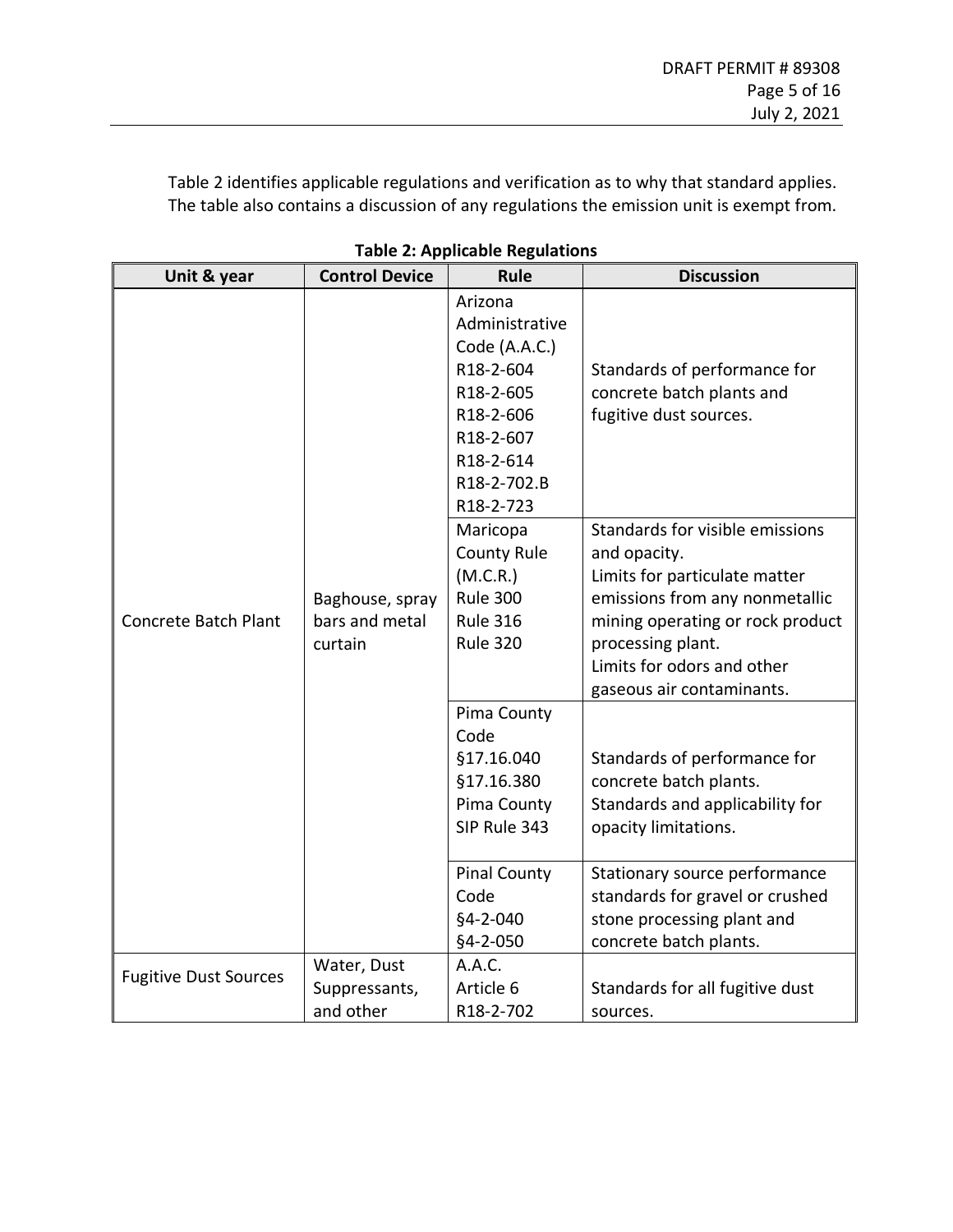Table 2 identifies applicable regulations and verification as to why that standard applies. The table also contains a discussion of any regulations the emission unit is exempt from.

**Table 2: Applicable Regulations**

| Unit & year | Control Device | Rule | Discussion |
|---|---|---|---|
| Concrete Batch Plant | Baghouse, spray bars and metal curtain | Arizona Administrative Code (A.A.C.) R18-2-604 R18-2-605 R18-2-606 R18-2-607 R18-2-614 R18-2-702.B R18-2-723 | Standards of performance for concrete batch plants and fugitive dust sources. |
| | | Maricopa County Rule (M.C.R.) Rule 300 Rule 316 Rule 320 | Standards for visible emissions and opacity. Limits for particulate matter emissions from any nonmetallic mining operating or rock product processing plant. Limits for odors and other gaseous air contaminants. |
| | | Pima County Code §17.16.040 §17.16.380 Pima County SIP Rule 343 | Standards of performance for concrete batch plants. Standards and applicability for opacity limitations. |
| | | Pinal County Code §4-2-040 §4-2-050 | Stationary source performance standards for gravel or crushed stone processing plant and concrete batch plants. |
| Fugitive Dust Sources | Water, Dust Suppressants, and other | A.A.C. Article 6 R18-2-702 | Standards for all fugitive dust sources. |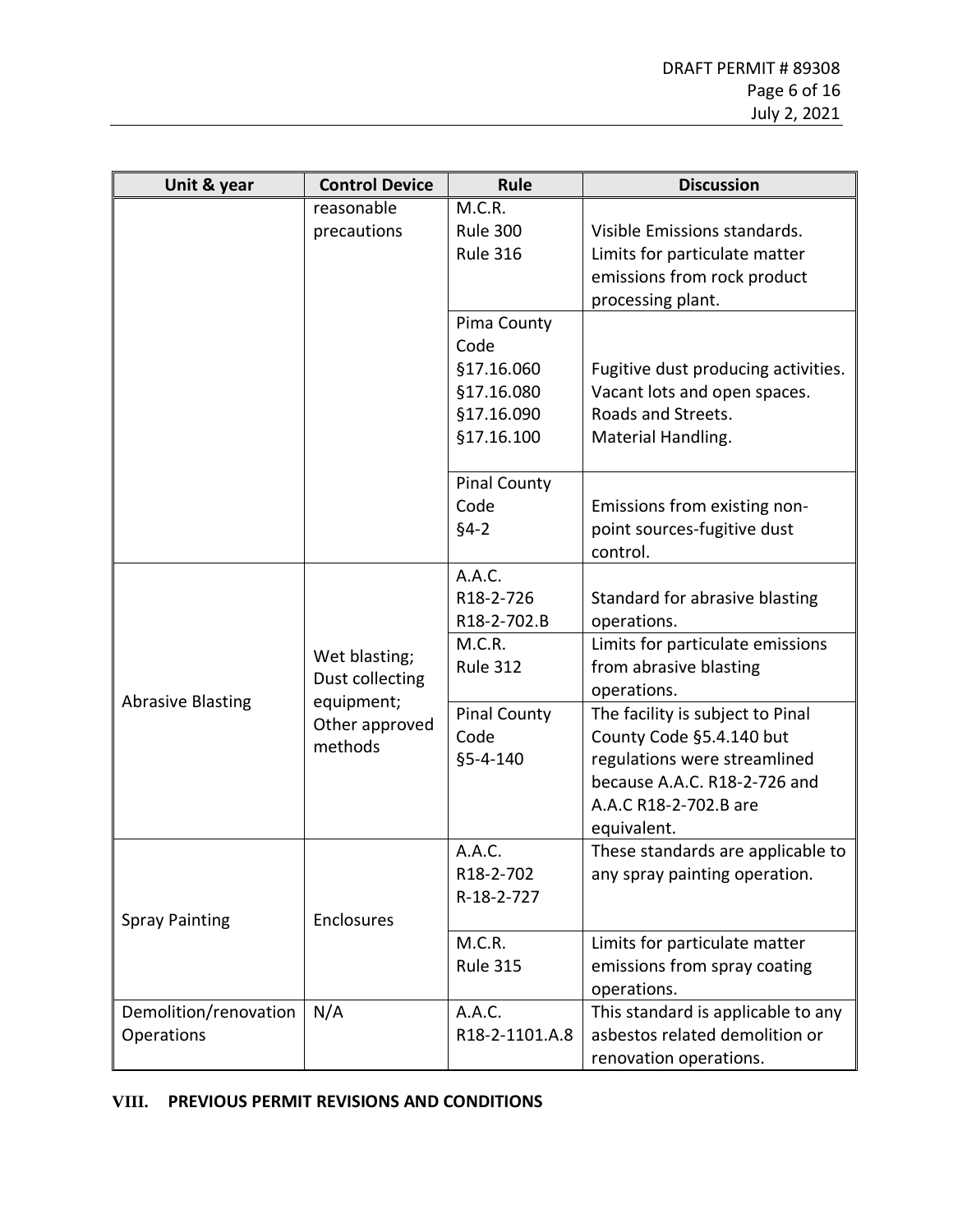| Unit & year | Control Device | Rule | Discussion |
|---|---|---|---|
| | reasonable precautions | M.C.R. Rule 300 Rule 316 | Visible Emissions standards. Limits for particulate matter emissions from rock product processing plant. |
| | | Pima County Code §17.16.060 §17.16.080 §17.16.090 §17.16.100 | Fugitive dust producing activities. Vacant lots and open spaces. Roads and Streets. Material Handling. |
| | | Pinal County Code §4-2 | Emissions from existing non-point sources-fugitive dust control. |
| Abrasive Blasting | Wet blasting; Dust collecting equipment; Other approved methods | A.A.C. R18-2-726 R18-2-702.B | Standard for abrasive blasting operations. |
| | | M.C.R. Rule 312 | Limits for particulate emissions from abrasive blasting operations. |
| | | Pinal County Code §5-4-140 | The facility is subject to Pinal County Code §5.4.140 but regulations were streamlined because A.A.C. R18-2-726 and A.A.C R18-2-702.B are equivalent. |
| Spray Painting | Enclosures | A.A.C. R18-2-702 R-18-2-727 | These standards are applicable to any spray painting operation. |
| | | M.C.R. Rule 315 | Limits for particulate matter emissions from spray coating operations. |
| Demolition/renovation Operations | N/A | A.A.C. R18-2-1101.A.8 | This standard is applicable to any asbestos related demolition or renovation operations. |

## VIII. PREVIOUS PERMIT REVISIONS AND CONDITIONS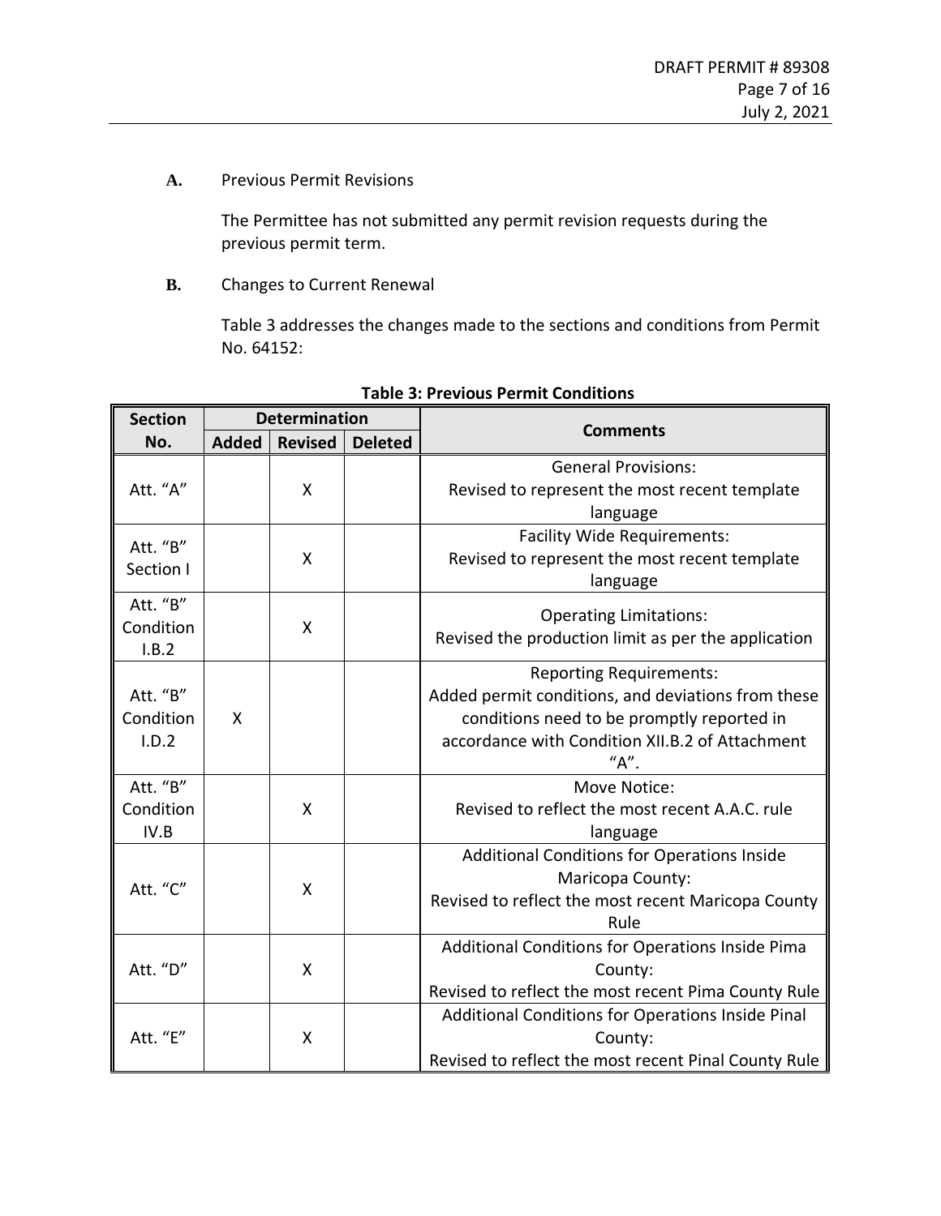**A.** Previous Permit Revisions

The Permittee has not submitted any permit revision requests during the previous permit term.

**B.** Changes to Current Renewal

Table 3 addresses the changes made to the sections and conditions from Permit No. 64152:

**Table 3: Previous Permit Conditions**

| Section No. | Determination | | | Comments |
|---|---|---|---|---|
| | Added | Revised | Deleted | |
| Att. "A" | | X | | General Provisions: Revised to represent the most recent template language |
| Att. "B" Section I | | X | | Facility Wide Requirements: Revised to represent the most recent template language |
| Att. "B" Condition I.B.2 | | X | | Operating Limitations: Revised the production limit as per the application |
| Att. "B" Condition I.D.2 | X | | | Reporting Requirements: Added permit conditions, and deviations from these conditions need to be promptly reported in accordance with Condition XII.B.2 of Attachment "A". |
| Att. "B" Condition IV.B | | X | | Move Notice: Revised to reflect the most recent A.A.C. rule language |
| Att. "C" | | X | | Additional Conditions for Operations Inside Maricopa County: Revised to reflect the most recent Maricopa County Rule |
| Att. "D" | | X | | Additional Conditions for Operations Inside Pima County: Revised to reflect the most recent Pima County Rule |
| Att. "E" | | X | | Additional Conditions for Operations Inside Pinal County: Revised to reflect the most recent Pinal County Rule |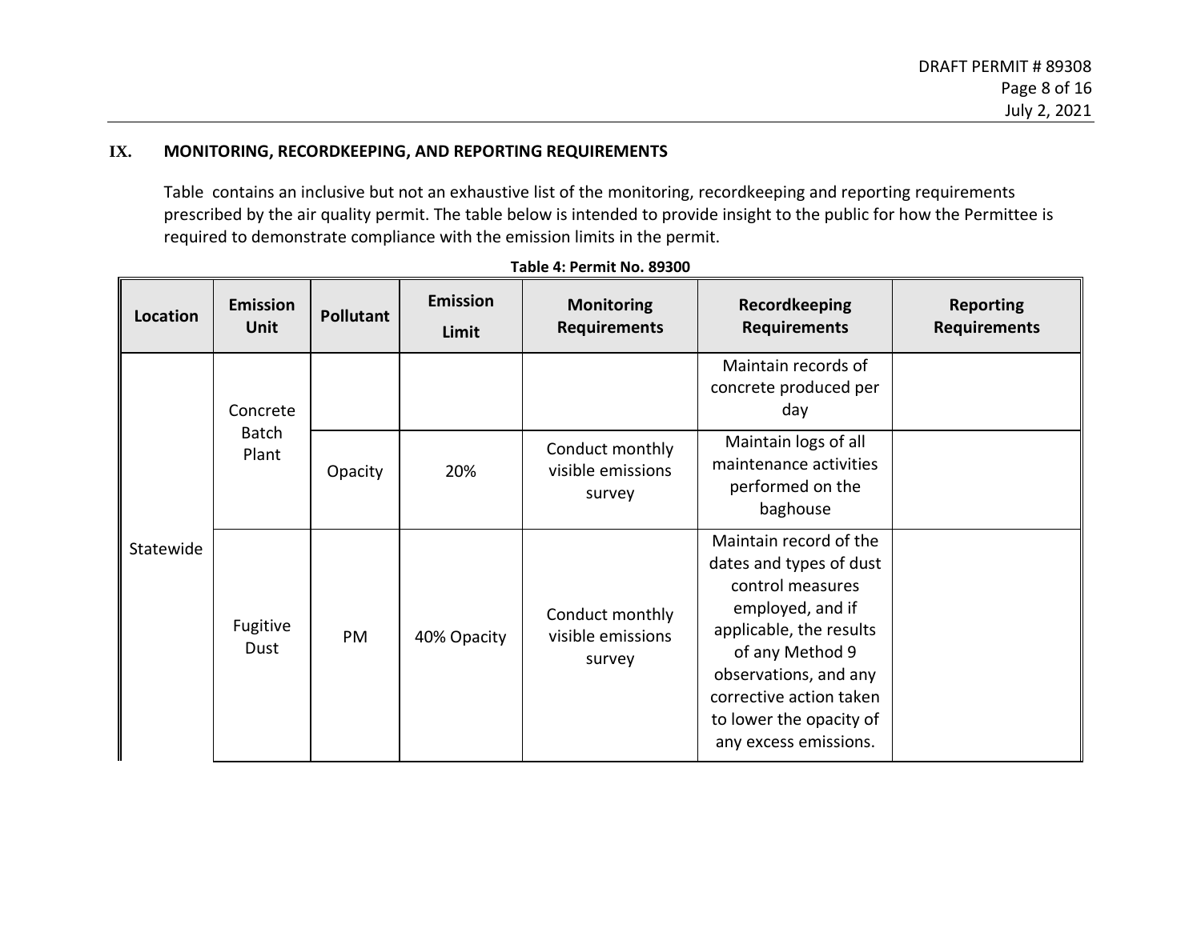## IX. MONITORING, RECORDKEEPING, AND REPORTING REQUIREMENTS

Table contains an inclusive but not an exhaustive list of the monitoring, recordkeeping and reporting requirements prescribed by the air quality permit. The table below is intended to provide insight to the public for how the Permittee is required to demonstrate compliance with the emission limits in the permit.

**Table 4: Permit No. 89300**

| Location | Emission Unit | Pollutant | Emission Limit | Monitoring Requirements | Recordkeeping Requirements | Reporting Requirements |
|---|---|---|---|---|---|---|
| Statewide | Concrete Batch Plant | | | | Maintain records of concrete produced per day | |
| | | Opacity | 20% | Conduct monthly visible emissions survey | Maintain logs of all maintenance activities performed on the baghouse | |
| | Fugitive Dust | PM | 40% Opacity | Conduct monthly visible emissions survey | Maintain record of the dates and types of dust control measures employed, and if applicable, the results of any Method 9 observations, and any corrective action taken to lower the opacity of any excess emissions. | |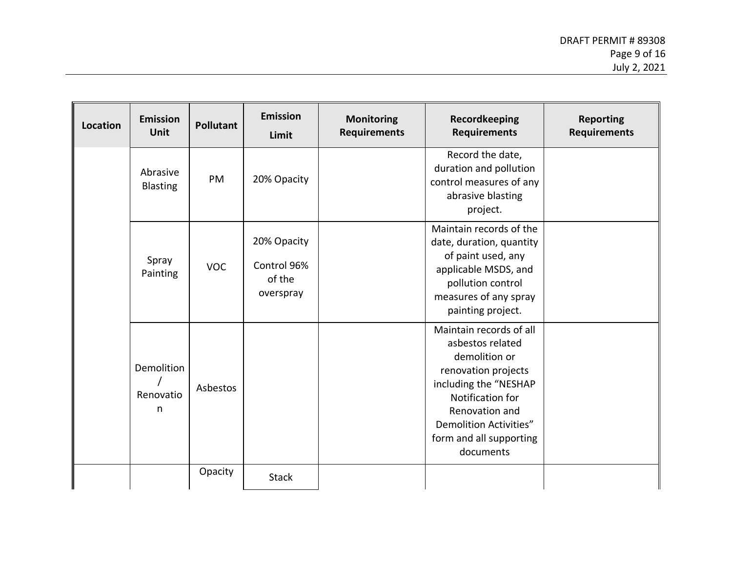| Location | Emission Unit | Pollutant | Emission Limit | Monitoring Requirements | Recordkeeping Requirements | Reporting Requirements |
|---|---|---|---|---|---|---|
| | Abrasive Blasting | PM | 20% Opacity | | Record the date, duration and pollution control measures of any abrasive blasting project. | |
| | Spray Painting | VOC | 20% Opacity<br>Control 96% of the overspray | | Maintain records of the date, duration, quantity of paint used, any applicable MSDS, and pollution control measures of any spray painting project. | |
| | Demolition / Renovation | Asbestos | | | Maintain records of all asbestos related demolition or renovation projects including the "NESHAP Notification for Renovation and Demolition Activities" form and all supporting documents | |
| | | Opacity | Stack | | | |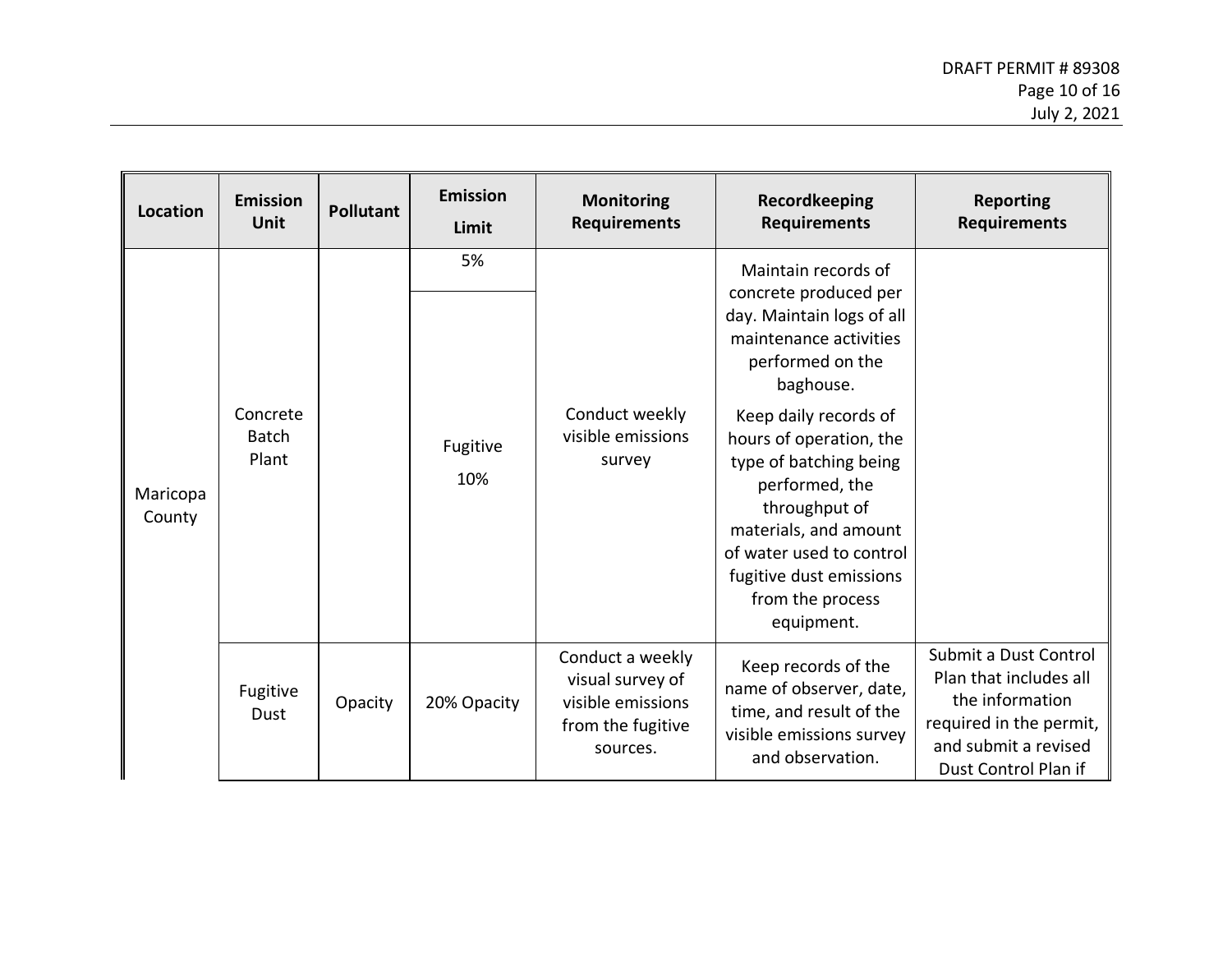| Location | Emission Unit | Pollutant | Emission Limit | Monitoring Requirements | Recordkeeping Requirements | Reporting Requirements |
|---|---|---|---|---|---|---|
| Maricopa County | Concrete Batch Plant | | 5% | Conduct weekly visible emissions survey | Maintain records of concrete produced per day. Maintain logs of all maintenance activities performed on the baghouse. | |
| | | | Fugitive 10% | | Keep daily records of hours of operation, the type of batching being performed, the throughput of materials, and amount of water used to control fugitive dust emissions from the process equipment. | |
| | Fugitive Dust | Opacity | 20% Opacity | Conduct a weekly visual survey of visible emissions from the fugitive sources. | Keep records of the name of observer, date, time, and result of the visible emissions survey and observation. | Submit a Dust Control Plan that includes all the information required in the permit, and submit a revised Dust Control Plan if |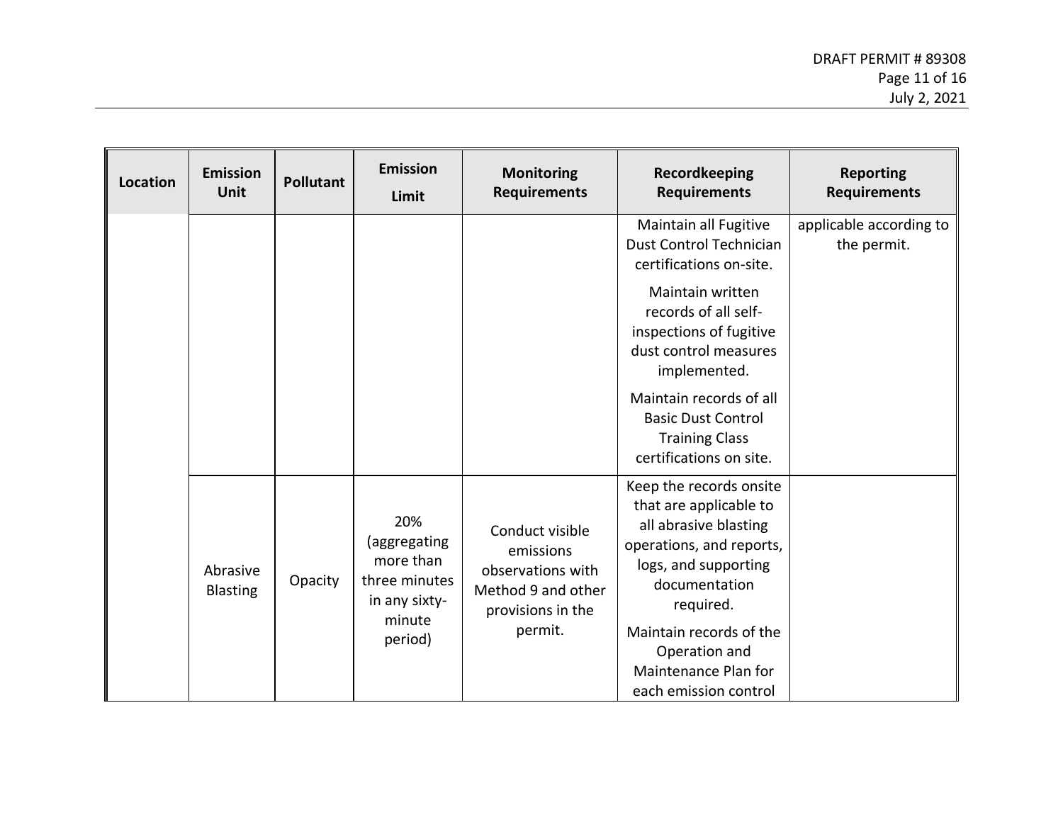| Location | Emission Unit | Pollutant | Emission Limit | Monitoring Requirements | Recordkeeping Requirements | Reporting Requirements |
|---|---|---|---|---|---|---|
| | | | | | Maintain all Fugitive Dust Control Technician certifications on-site.<br><br>Maintain written records of all self-inspections of fugitive dust control measures implemented.<br><br>Maintain records of all Basic Dust Control Training Class certifications on site. | applicable according to the permit. |
| | Abrasive Blasting | Opacity | 20% (aggregating more than three minutes in any sixty-minute period) | Conduct visible emissions observations with Method 9 and other provisions in the permit. | Keep the records onsite that are applicable to all abrasive blasting operations, and reports, logs, and supporting documentation required.<br><br>Maintain records of the Operation and Maintenance Plan for each emission control | |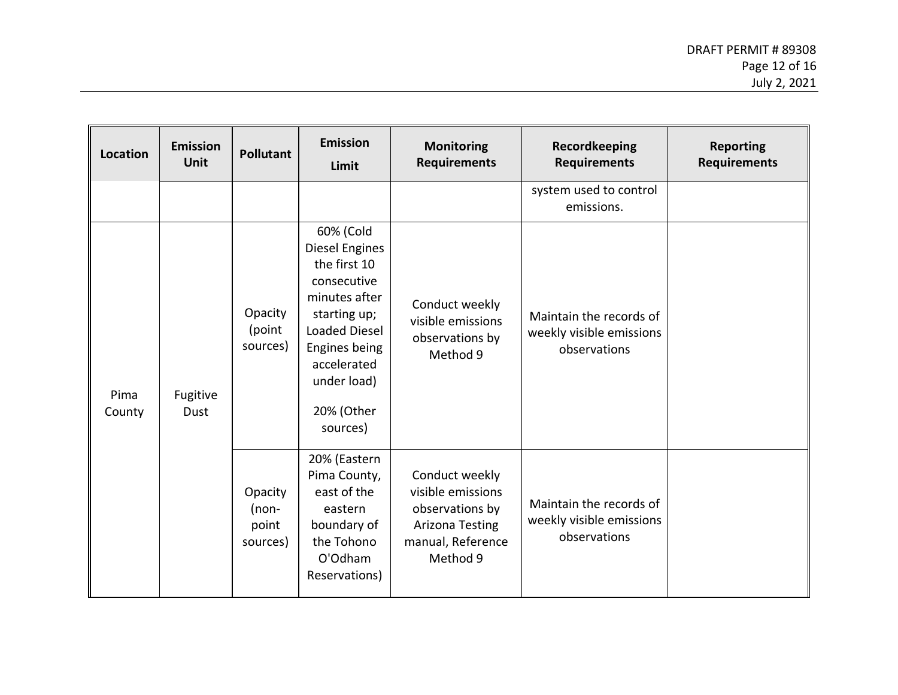| Location | Emission Unit | Pollutant | Emission Limit | Monitoring Requirements | Recordkeeping Requirements | Reporting Requirements |
|---|---|---|---|---|---|---|
| | | | | | system used to control emissions. | |
| Pima County | Fugitive Dust | Opacity (point sources) | 60% (Cold Diesel Engines the first 10 consecutive minutes after starting up; Loaded Diesel Engines being accelerated under load)<br><br>20% (Other sources) | Conduct weekly visible emissions observations by Method 9 | Maintain the records of weekly visible emissions observations | |
| | | Opacity (non-point sources) | 20% (Eastern Pima County, east of the eastern boundary of the Tohono O'Odham Reservations) | Conduct weekly visible emissions observations by Arizona Testing manual, Reference Method 9 | Maintain the records of weekly visible emissions observations | |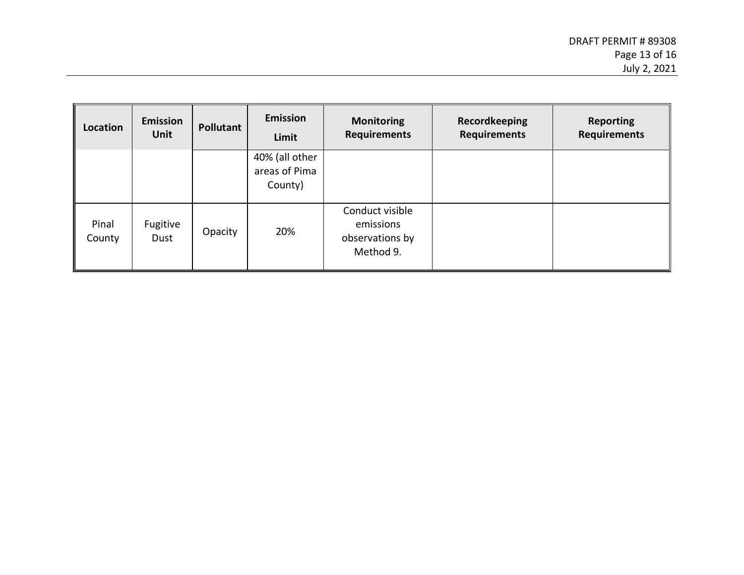| Location | Emission Unit | Pollutant | Emission Limit | Monitoring Requirements | Recordkeeping Requirements | Reporting Requirements |
|---|---|---|---|---|---|---|
| | | | 40% (all other areas of Pima County) | | | |
| Pinal County | Fugitive Dust | Opacity | 20% | Conduct visible emissions observations by Method 9. | | |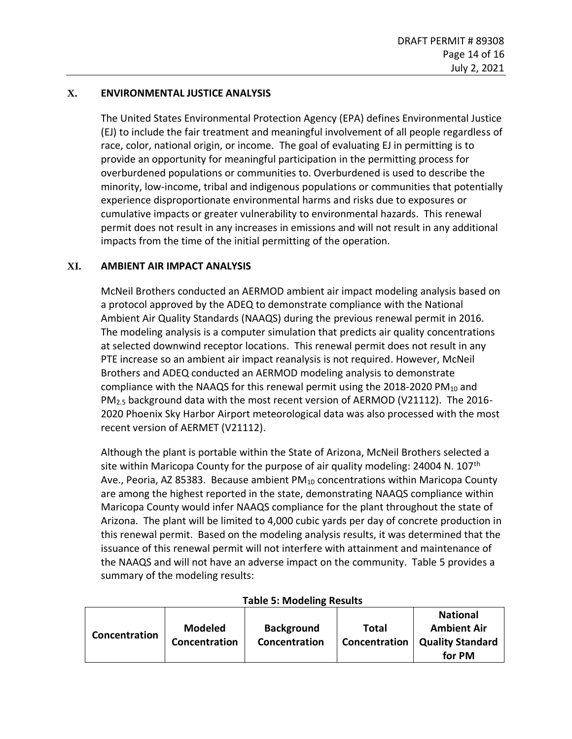## X. ENVIRONMENTAL JUSTICE ANALYSIS

The United States Environmental Protection Agency (EPA) defines Environmental Justice (EJ) to include the fair treatment and meaningful involvement of all people regardless of race, color, national origin, or income. The goal of evaluating EJ in permitting is to provide an opportunity for meaningful participation in the permitting process for overburdened populations or communities to. Overburdened is used to describe the minority, low-income, tribal and indigenous populations or communities that potentially experience disproportionate environmental harms and risks due to exposures or cumulative impacts or greater vulnerability to environmental hazards. This renewal permit does not result in any increases in emissions and will not result in any additional impacts from the time of the initial permitting of the operation.

## XI. AMBIENT AIR IMPACT ANALYSIS

McNeil Brothers conducted an AERMOD ambient air impact modeling analysis based on a protocol approved by the ADEQ to demonstrate compliance with the National Ambient Air Quality Standards (NAAQS) during the previous renewal permit in 2016. The modeling analysis is a computer simulation that predicts air quality concentrations at selected downwind receptor locations. This renewal permit does not result in any PTE increase so an ambient air impact reanalysis is not required. However, McNeil Brothers and ADEQ conducted an AERMOD modeling analysis to demonstrate compliance with the NAAQS for this renewal permit using the 2018-2020 $PM_{10}$ and $PM_{2.5}$ background data with the most recent version of AERMOD (V21112). The 2016-2020 Phoenix Sky Harbor Airport meteorological data was also processed with the most recent version of AERMET (V21112).

Although the plant is portable within the State of Arizona, McNeil Brothers selected a site within Maricopa County for the purpose of air quality modeling: 24004 N. 107th Ave., Peoria, AZ 85383. Because ambient $PM_{10}$ concentrations within Maricopa County are among the highest reported in the state, demonstrating NAAQS compliance within Maricopa County would infer NAAQS compliance for the plant throughout the state of Arizona. The plant will be limited to 4,000 cubic yards per day of concrete production in this renewal permit. Based on the modeling analysis results, it was determined that the issuance of this renewal permit will not interfere with attainment and maintenance of the NAAQS and will not have an adverse impact on the community. Table 5 provides a summary of the modeling results:

**Table 5: Modeling Results**

| Concentration | Modeled Concentration | Background Concentration | Total Concentration | National Ambient Air Quality Standard for PM |
|---|---|---|---|---|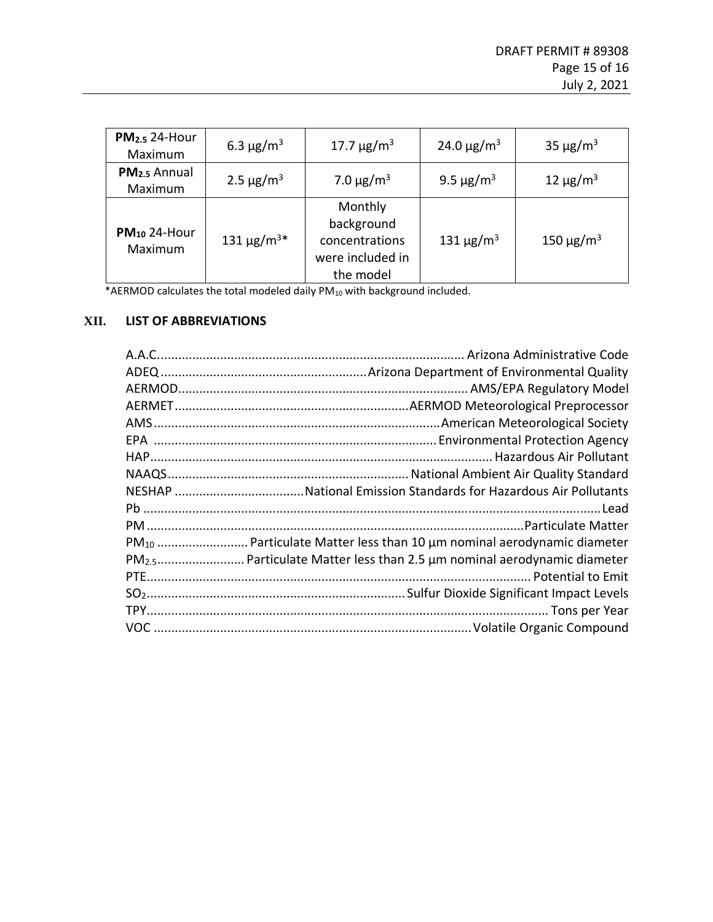| $PM_{2.5}$ 24-Hour Maximum | 6.3 μg/m$^3$ | 17.7 μg/m$^3$ | 24.0 μg/m$^3$ | 35 μg/m$^3$ |
|---|---|---|---|---|
| $PM_{2.5}$ Annual Maximum | 2.5 μg/m$^3$ | 7.0 μg/m$^3$ | 9.5 μg/m$^3$ | 12 μg/m$^3$ |
| $PM_{10}$ 24-Hour Maximum | 131 μg/m$^3$* | Monthly background concentrations were included in the model | 131 μg/m$^3$ | 150 μg/m$^3$ |

*AERMOD calculates the total modeled daily $PM_{10}$ with background included.

## XII. LIST OF ABBREVIATIONS

A.A.C. ........ Arizona Administrative Code
ADEQ ........ Arizona Department of Environmental Quality
AERMOD ........ AMS/EPA Regulatory Model
AERMET ........ AERMOD Meteorological Preprocessor
AMS ........ American Meteorological Society
EPA ........ Environmental Protection Agency
HAP ........ Hazardous Air Pollutant
NAAQS ........ National Ambient Air Quality Standard
NESHAP ........ National Emission Standards for Hazardous Air Pollutants
Pb ........ Lead
PM ........ Particulate Matter
$PM_{10}$ ........ Particulate Matter less than 10 μm nominal aerodynamic diameter
$PM_{2.5}$ ........ Particulate Matter less than 2.5 μm nominal aerodynamic diameter
PTE ........ Potential to Emit
$SO_2$ ........ Sulfur Dioxide Significant Impact Levels
TPY ........ Tons per Year
VOC ........ Volatile Organic Compound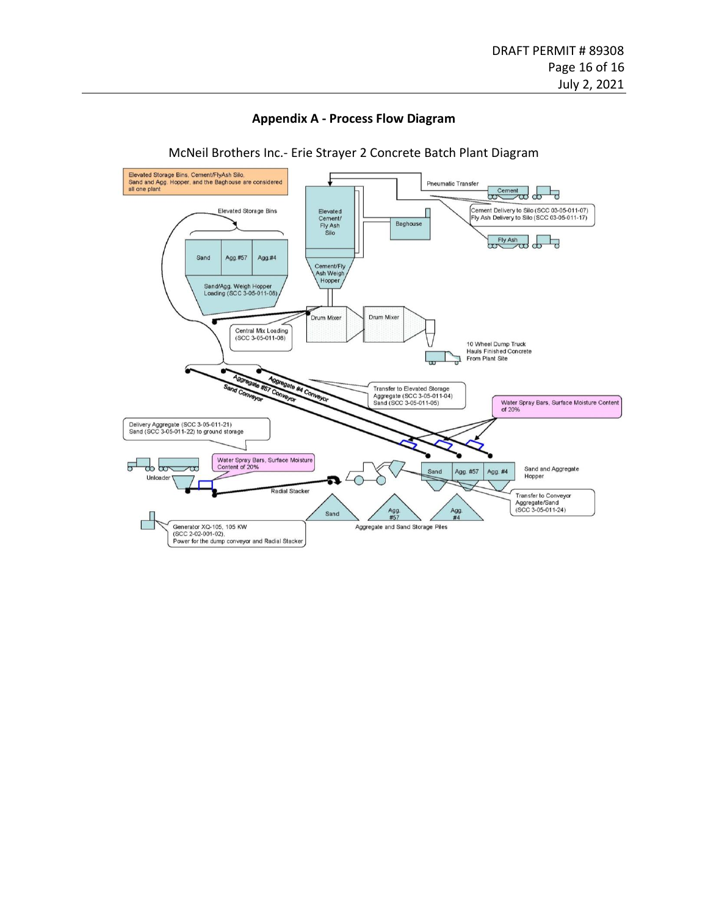## Appendix A - Process Flow Diagram

McNeil Brothers Inc.- Erie Strayer 2 Concrete Batch Plant Diagram

Elevated Storage Bins, Cement/FlyAsh Silo, Sand and Agg. Hopper, and the Baghouse are considered all one plant

Elevated Storage Bins

Sand

Agg.#57

Agg.#4

Sand/Agg. Weigh Hopper Loading (SCC 3-05-011-08)

Elevated Cement/ Fly Ash Silo

Cement/Fly Ash Weigh Hopper

Baghouse

Pneumatic Transfer

Cement

Cement Delivery to Silo (SCC 03-05-011-07)
Fly Ash Delivery to Silo (SCC 03-05-011-17)

Fly Ash

Drum Mixer

Drum Mixer

Central Mix Loading (SCC 3-05-011-08)

10 Wheel Dump Truck Hauls Finished Concrete From Plant Site

Aggregate #4 Conveyor

Aggregate #57 Conveyor

Sand Conveyor

Transfer to Elevated Storage
Aggregate (SCC 3-05-011-04)
Sand (SCC 3-05-011-05)

Water Spray Bars, Surface Moisture Content of 20%

Delivery Aggregate (SCC 3-05-011-21)
Sand (SCC 3-05-011-22) to ground storage

Water Spray Bars, Surface Moisture Content of 20%

Unloader

Radial Stacker

Sand

Agg. #57

Agg. #4

Sand and Aggregate Hopper

Transfer to Conveyor
Aggregate/Sand
(SCC 3-05-011-24)

Sand

Agg. #57

Agg. #4

Aggregate and Sand Storage Piles

Generator XQ-105, 105 KW
(SCC 2-02-001-02),
Power for the dump conveyor and Radial Stacker